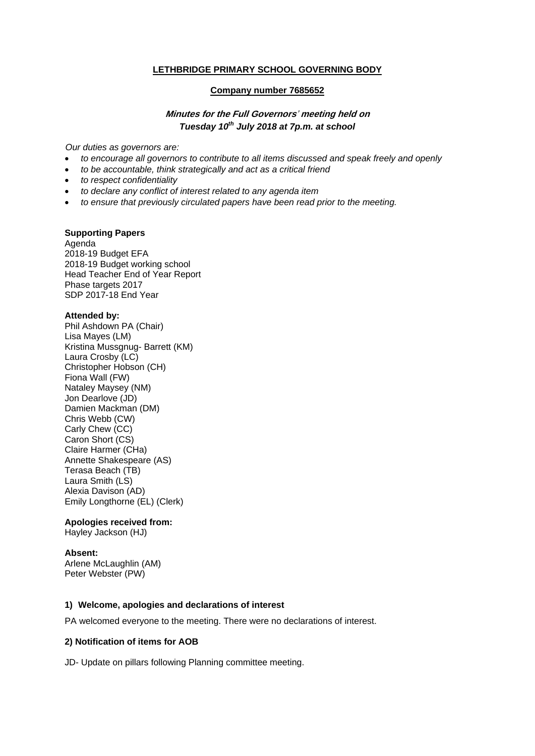**LETHBRIDGE PRIMARY SCHOOL GOVERNING BODY**

**Company number 7685652**

***Minutes for the Full Governors' meeting held on Tuesday 10th July 2018 at 7p.m. at school***

*Our duties as governors are:*

- *to encourage all governors to contribute to all items discussed and speak freely and openly*
- *to be accountable, think strategically and act as a critical friend*
- *to respect confidentiality*
- *to declare any conflict of interest related to any agenda item*
- *to ensure that previously circulated papers have been read prior to the meeting.*

**Supporting Papers**

Agenda
2018-19 Budget EFA
2018-19 Budget working school
Head Teacher End of Year Report
Phase targets 2017
SDP 2017-18 End Year

**Attended by:**

Phil Ashdown PA (Chair)
Lisa Mayes (LM)
Kristina Mussgnug- Barrett (KM)
Laura Crosby (LC)
Christopher Hobson (CH)
Fiona Wall (FW)
Nataley Maysey (NM)
Jon Dearlove (JD)
Damien Mackman (DM)
Chris Webb (CW)
Carly Chew (CC)
Caron Short (CS)
Claire Harmer (CHa)
Annette Shakespeare (AS)
Terasa Beach (TB)
Laura Smith (LS)
Alexia Davison (AD)
Emily Longthorne (EL) (Clerk)

**Apologies received from:**

Hayley Jackson (HJ)

**Absent:**

Arlene McLaughlin (AM)
Peter Webster (PW)

**1) Welcome, apologies and declarations of interest**

PA welcomed everyone to the meeting. There were no declarations of interest.

**2) Notification of items for AOB**

JD- Update on pillars following Planning committee meeting.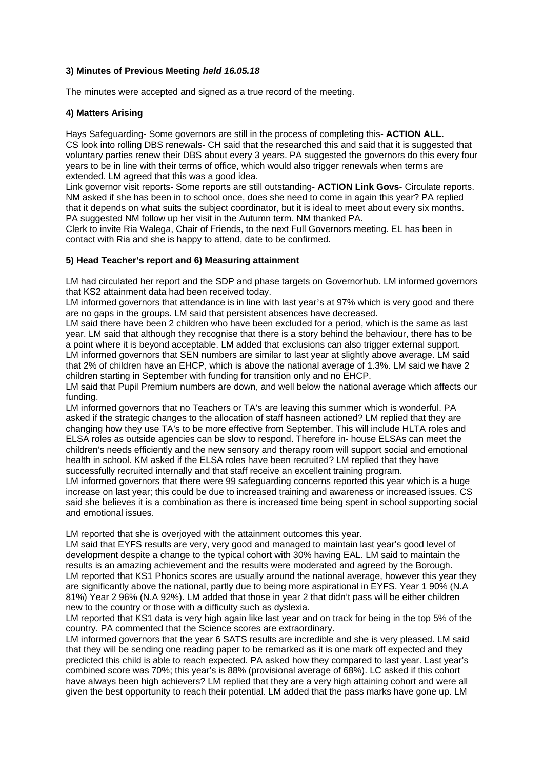**3) Minutes of Previous Meeting *held 16.05.18***

The minutes were accepted and signed as a true record of the meeting.

**4) Matters Arising**

Hays Safeguarding- Some governors are still in the process of completing this- **ACTION ALL.**
CS look into rolling DBS renewals- CH said that the researched this and said that it is suggested that voluntary parties renew their DBS about every 3 years. PA suggested the governors do this every four years to be in line with their terms of office, which would also trigger renewals when terms are extended. LM agreed that this was a good idea.
Link governor visit reports- Some reports are still outstanding- **ACTION Link Govs**- Circulate reports. NM asked if she has been in to school once, does she need to come in again this year? PA replied that it depends on what suits the subject coordinator, but it is ideal to meet about every six months. PA suggested NM follow up her visit in the Autumn term. NM thanked PA.
Clerk to invite Ria Walega, Chair of Friends, to the next Full Governors meeting. EL has been in contact with Ria and she is happy to attend, date to be confirmed.

**5) Head Teacher's report and 6) Measuring attainment**

LM had circulated her report and the SDP and phase targets on Governorhub. LM informed governors that KS2 attainment data had been received today.
LM informed governors that attendance is in line with last year's at 97% which is very good and there are no gaps in the groups. LM said that persistent absences have decreased.
LM said there have been 2 children who have been excluded for a period, which is the same as last year. LM said that although they recognise that there is a story behind the behaviour, there has to be a point where it is beyond acceptable. LM added that exclusions can also trigger external support.
LM informed governors that SEN numbers are similar to last year at slightly above average. LM said that 2% of children have an EHCP, which is above the national average of 1.3%. LM said we have 2 children starting in September with funding for transition only and no EHCP.
LM said that Pupil Premium numbers are down, and well below the national average which affects our funding.
LM informed governors that no Teachers or TA's are leaving this summer which is wonderful. PA asked if the strategic changes to the allocation of staff hasneen actioned? LM replied that they are changing how they use TA's to be more effective from September. This will include HLTA roles and ELSA roles as outside agencies can be slow to respond. Therefore in- house ELSAs can meet the children's needs efficiently and the new sensory and therapy room will support social and emotional health in school. KM asked if the ELSA roles have been recruited? LM replied that they have successfully recruited internally and that staff receive an excellent training program.
LM informed governors that there were 99 safeguarding concerns reported this year which is a huge increase on last year; this could be due to increased training and awareness or increased issues. CS said she believes it is a combination as there is increased time being spent in school supporting social and emotional issues.

LM reported that she is overjoyed with the attainment outcomes this year.
LM said that EYFS results are very, very good and managed to maintain last year's good level of development despite a change to the typical cohort with 30% having EAL. LM said to maintain the results is an amazing achievement and the results were moderated and agreed by the Borough.
LM reported that KS1 Phonics scores are usually around the national average, however this year they are significantly above the national, partly due to being more aspirational in EYFS. Year 1 90% (N.A 81%) Year 2 96% (N.A 92%). LM added that those in year 2 that didn't pass will be either children new to the country or those with a difficulty such as dyslexia.
LM reported that KS1 data is very high again like last year and on track for being in the top 5% of the country. PA commented that the Science scores are extraordinary.
LM informed governors that the year 6 SATS results are incredible and she is very pleased. LM said that they will be sending one reading paper to be remarked as it is one mark off expected and they predicted this child is able to reach expected. PA asked how they compared to last year. Last year's combined score was 70%; this year's is 88% (provisional average of 68%). LC asked if this cohort have always been high achievers? LM replied that they are a very high attaining cohort and were all given the best opportunity to reach their potential. LM added that the pass marks have gone up. LM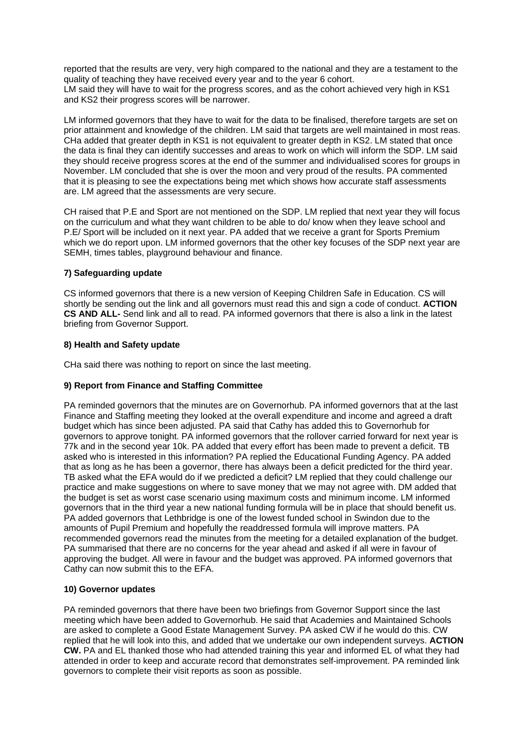reported that the results are very, very high compared to the national and they are a testament to the quality of teaching they have received every year and to the year 6 cohort.
LM said they will have to wait for the progress scores, and as the cohort achieved very high in KS1 and KS2 their progress scores will be narrower.

LM informed governors that they have to wait for the data to be finalised, therefore targets are set on prior attainment and knowledge of the children. LM said that targets are well maintained in most reas. CHa added that greater depth in KS1 is not equivalent to greater depth in KS2. LM stated that once the data is final they can identify successes and areas to work on which will inform the SDP. LM said they should receive progress scores at the end of the summer and individualised scores for groups in November. LM concluded that she is over the moon and very proud of the results. PA commented that it is pleasing to see the expectations being met which shows how accurate staff assessments are. LM agreed that the assessments are very secure.

CH raised that P.E and Sport are not mentioned on the SDP. LM replied that next year they will focus on the curriculum and what they want children to be able to do/ know when they leave school and P.E/ Sport will be included on it next year. PA added that we receive a grant for Sports Premium which we do report upon. LM informed governors that the other key focuses of the SDP next year are SEMH, times tables, playground behaviour and finance.

**7) Safeguarding update**

CS informed governors that there is a new version of Keeping Children Safe in Education. CS will shortly be sending out the link and all governors must read this and sign a code of conduct. **ACTION CS AND ALL-** Send link and all to read. PA informed governors that there is also a link in the latest briefing from Governor Support.

**8) Health and Safety update**

CHa said there was nothing to report on since the last meeting.

**9) Report from Finance and Staffing Committee**

PA reminded governors that the minutes are on Governorhub. PA informed governors that at the last Finance and Staffing meeting they looked at the overall expenditure and income and agreed a draft budget which has since been adjusted. PA said that Cathy has added this to Governorhub for governors to approve tonight. PA informed governors that the rollover carried forward for next year is 77k and in the second year 10k. PA added that every effort has been made to prevent a deficit. TB asked who is interested in this information? PA replied the Educational Funding Agency. PA added that as long as he has been a governor, there has always been a deficit predicted for the third year. TB asked what the EFA would do if we predicted a deficit? LM replied that they could challenge our practice and make suggestions on where to save money that we may not agree with. DM added that the budget is set as worst case scenario using maximum costs and minimum income. LM informed governors that in the third year a new national funding formula will be in place that should benefit us. PA added governors that Lethbridge is one of the lowest funded school in Swindon due to the amounts of Pupil Premium and hopefully the readdressed formula will improve matters. PA recommended governors read the minutes from the meeting for a detailed explanation of the budget. PA summarised that there are no concerns for the year ahead and asked if all were in favour of approving the budget. All were in favour and the budget was approved. PA informed governors that Cathy can now submit this to the EFA.

**10) Governor updates**

PA reminded governors that there have been two briefings from Governor Support since the last meeting which have been added to Governorhub. He said that Academies and Maintained Schools are asked to complete a Good Estate Management Survey. PA asked CW if he would do this. CW replied that he will look into this, and added that we undertake our own independent surveys. **ACTION CW.** PA and EL thanked those who had attended training this year and informed EL of what they had attended in order to keep and accurate record that demonstrates self-improvement. PA reminded link governors to complete their visit reports as soon as possible.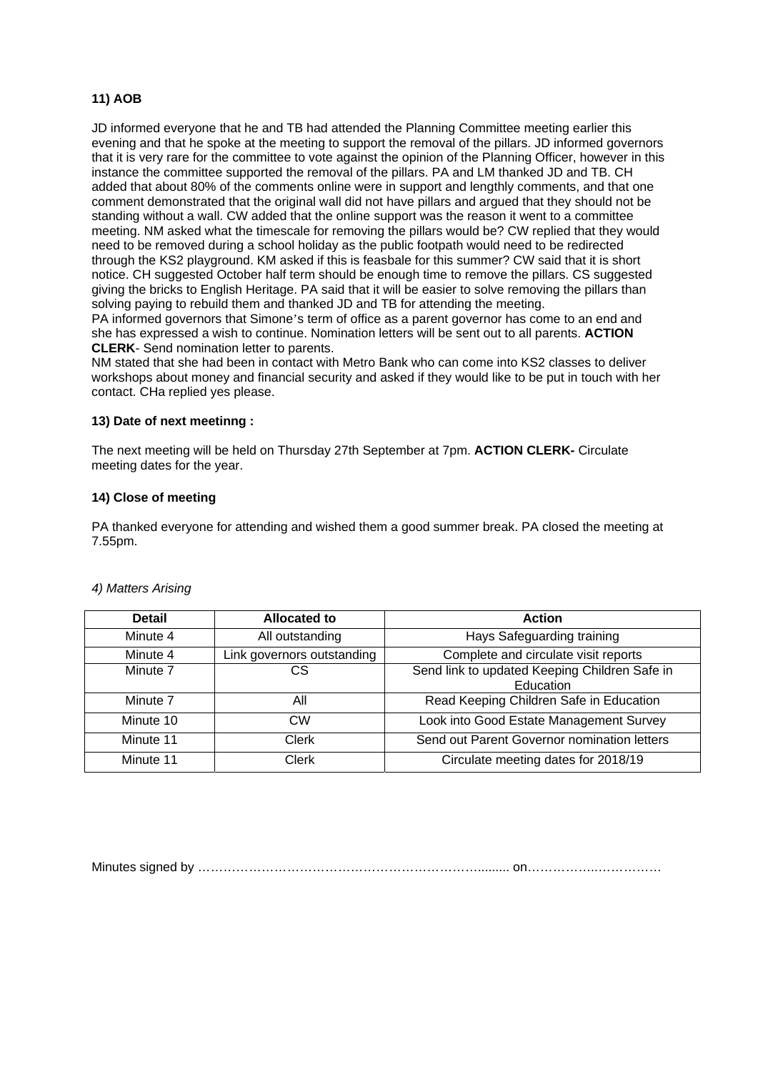**11) AOB**

JD informed everyone that he and TB had attended the Planning Committee meeting earlier this evening and that he spoke at the meeting to support the removal of the pillars. JD informed governors that it is very rare for the committee to vote against the opinion of the Planning Officer, however in this instance the committee supported the removal of the pillars. PA and LM thanked JD and TB. CH added that about 80% of the comments online were in support and lengthly comments, and that one comment demonstrated that the original wall did not have pillars and argued that they should not be standing without a wall. CW added that the online support was the reason it went to a committee meeting. NM asked what the timescale for removing the pillars would be? CW replied that they would need to be removed during a school holiday as the public footpath would need to be redirected through the KS2 playground. KM asked if this is feasbale for this summer? CW said that it is short notice. CH suggested October half term should be enough time to remove the pillars. CS suggested giving the bricks to English Heritage. PA said that it will be easier to solve removing the pillars than solving paying to rebuild them and thanked JD and TB for attending the meeting.
PA informed governors that Simone's term of office as a parent governor has come to an end and she has expressed a wish to continue. Nomination letters will be sent out to all parents. **ACTION CLERK**- Send nomination letter to parents.
NM stated that she had been in contact with Metro Bank who can come into KS2 classes to deliver workshops about money and financial security and asked if they would like to be put in touch with her contact. CHa replied yes please.

**13) Date of next meetinng :**

The next meeting will be held on Thursday 27th September at 7pm. **ACTION CLERK-** Circulate meeting dates for the year.

**14) Close of meeting**

PA thanked everyone for attending and wished them a good summer break. PA closed the meeting at 7.55pm.

*4) Matters Arising*

| Detail | Allocated to | Action |
|---|---|---|
| Minute 4 | All outstanding | Hays Safeguarding training |
| Minute 4 | Link governors outstanding | Complete and circulate visit reports |
| Minute 7 | CS | Send link to updated Keeping Children Safe in Education |
| Minute 7 | All | Read Keeping Children Safe in Education |
| Minute 10 | CW | Look into Good Estate Management Survey |
| Minute 11 | Clerk | Send out Parent Governor nomination letters |
| Minute 11 | Clerk | Circulate meeting dates for 2018/19 |

Minutes signed by …………………………………………………………........ on…………….…………….